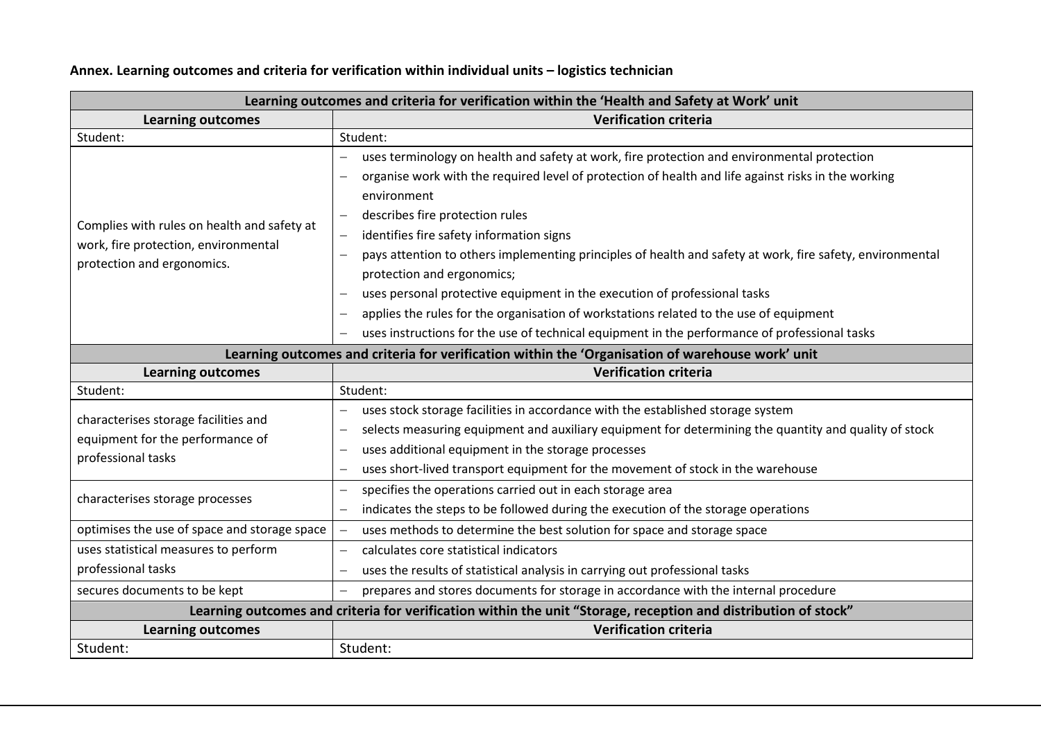**Annex. Learning outcomes and criteria for verification within individual units – logistics technician**

| Learning outcomes and criteria for verification within the 'Health and Safety at Work' unit | |
|---|---|
| **Learning outcomes** | **Verification criteria** |
| Student: | Student: |
| Complies with rules on health and safety at work, fire protection, environmental protection and ergonomics. | – uses terminology on health and safety at work, fire protection and environmental protection<br>– organise work with the required level of protection of health and life against risks in the working environment<br>– describes fire protection rules<br>– identifies fire safety information signs<br>– pays attention to others implementing principles of health and safety at work, fire safety, environmental protection and ergonomics;<br>– uses personal protective equipment in the execution of professional tasks<br>– applies the rules for the organisation of workstations related to the use of equipment<br>– uses instructions for the use of technical equipment in the performance of professional tasks |
| **Learning outcomes and criteria for verification within the 'Organisation of warehouse work' unit** | |
| **Learning outcomes** | **Verification criteria** |
| Student: | Student: |
| characterises storage facilities and equipment for the performance of professional tasks | – uses stock storage facilities in accordance with the established storage system<br>– selects measuring equipment and auxiliary equipment for determining the quantity and quality of stock<br>– uses additional equipment in the storage processes<br>– uses short-lived transport equipment for the movement of stock in the warehouse |
| characterises storage processes | – specifies the operations carried out in each storage area<br>– indicates the steps to be followed during the execution of the storage operations |
| optimises the use of space and storage space | – uses methods to determine the best solution for space and storage space |
| uses statistical measures to perform professional tasks | – calculates core statistical indicators<br>– uses the results of statistical analysis in carrying out professional tasks |
| secures documents to be kept | – prepares and stores documents for storage in accordance with the internal procedure |
| **Learning outcomes and criteria for verification within the unit "Storage, reception and distribution of stock"** | |
| **Learning outcomes** | **Verification criteria** |
| Student: | Student: |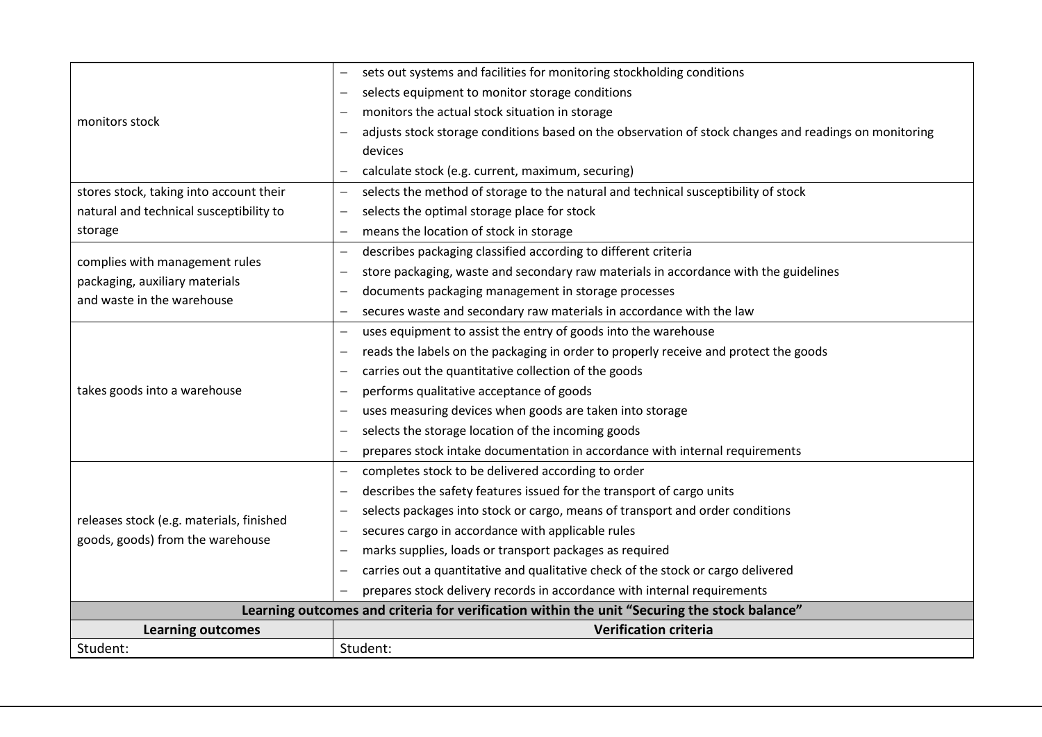| | |
|---|---|
| monitors stock | – sets out systems and facilities for monitoring stockholding conditions<br>– selects equipment to monitor storage conditions<br>– monitors the actual stock situation in storage<br>– adjusts stock storage conditions based on the observation of stock changes and readings on monitoring devices<br>– calculate stock (e.g. current, maximum, securing) |
| stores stock, taking into account their natural and technical susceptibility to storage | – selects the method of storage to the natural and technical susceptibility of stock<br>– selects the optimal storage place for stock<br>– means the location of stock in storage |
| complies with management rules packaging, auxiliary materials and waste in the warehouse | – describes packaging classified according to different criteria<br>– store packaging, waste and secondary raw materials in accordance with the guidelines<br>– documents packaging management in storage processes<br>– secures waste and secondary raw materials in accordance with the law |
| takes goods into a warehouse | – uses equipment to assist the entry of goods into the warehouse<br>– reads the labels on the packaging in order to properly receive and protect the goods<br>– carries out the quantitative collection of the goods<br>– performs qualitative acceptance of goods<br>– uses measuring devices when goods are taken into storage<br>– selects the storage location of the incoming goods<br>– prepares stock intake documentation in accordance with internal requirements |
| releases stock (e.g. materials, finished goods, goods) from the warehouse | – completes stock to be delivered according to order<br>– describes the safety features issued for the transport of cargo units<br>– selects packages into stock or cargo, means of transport and order conditions<br>– secures cargo in accordance with applicable rules<br>– marks supplies, loads or transport packages as required<br>– carries out a quantitative and qualitative check of the stock or cargo delivered<br>– prepares stock delivery records in accordance with internal requirements |
| **Learning outcomes and criteria for verification within the unit "Securing the stock balance"** | |
| **Learning outcomes** | **Verification criteria** |
| Student: | Student: |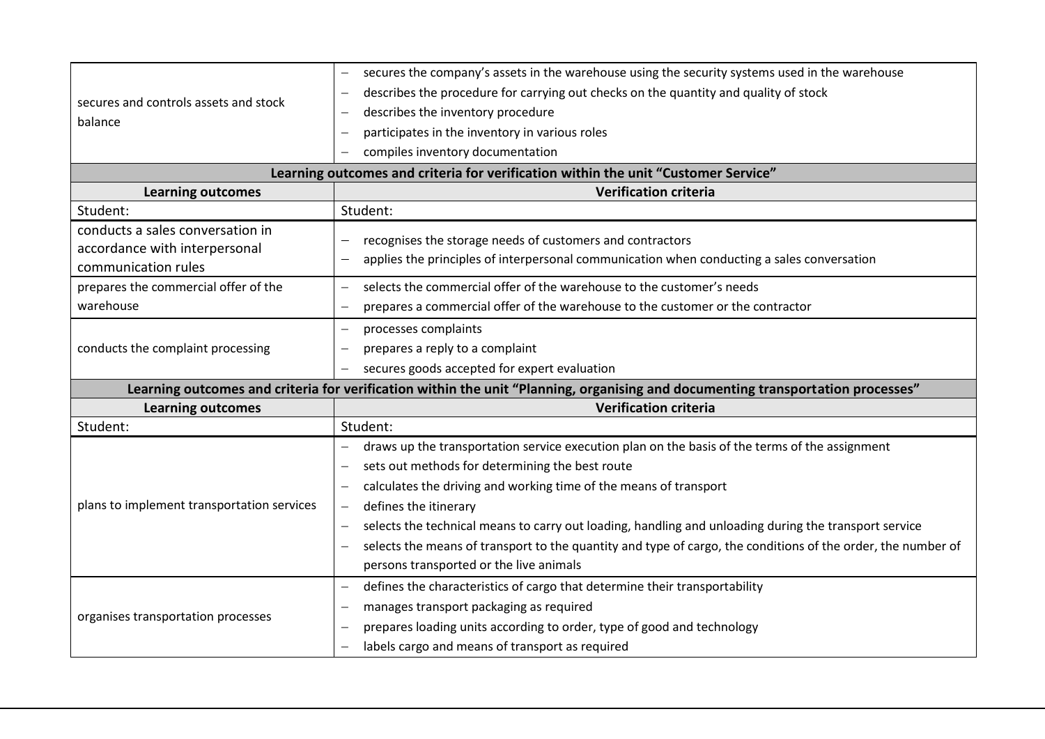| | |
|---|---|
| secures and controls assets and stock balance | – secures the company's assets in the warehouse using the security systems used in the warehouse<br>– describes the procedure for carrying out checks on the quantity and quality of stock<br>– describes the inventory procedure<br>– participates in the inventory in various roles<br>– compiles inventory documentation |

| **Learning outcomes and criteria for verification within the unit "Customer Service"** | |
|---|---|
| **Learning outcomes** | **Verification criteria** |
| Student: | Student: |
| conducts a sales conversation in accordance with interpersonal communication rules | – recognises the storage needs of customers and contractors<br>– applies the principles of interpersonal communication when conducting a sales conversation |
| prepares the commercial offer of the warehouse | – selects the commercial offer of the warehouse to the customer's needs<br>– prepares a commercial offer of the warehouse to the customer or the contractor |
| conducts the complaint processing | – processes complaints<br>– prepares a reply to a complaint<br>– secures goods accepted for expert evaluation |

| **Learning outcomes and criteria for verification within the unit "Planning, organising and documenting transportation processes"** | |
|---|---|
| **Learning outcomes** | **Verification criteria** |
| Student: | Student: |
| plans to implement transportation services | – draws up the transportation service execution plan on the basis of the terms of the assignment<br>– sets out methods for determining the best route<br>– calculates the driving and working time of the means of transport<br>– defines the itinerary<br>– selects the technical means to carry out loading, handling and unloading during the transport service<br>– selects the means of transport to the quantity and type of cargo, the conditions of the order, the number of persons transported or the live animals |
| organises transportation processes | – defines the characteristics of cargo that determine their transportability<br>– manages transport packaging as required<br>– prepares loading units according to order, type of good and technology<br>– labels cargo and means of transport as required |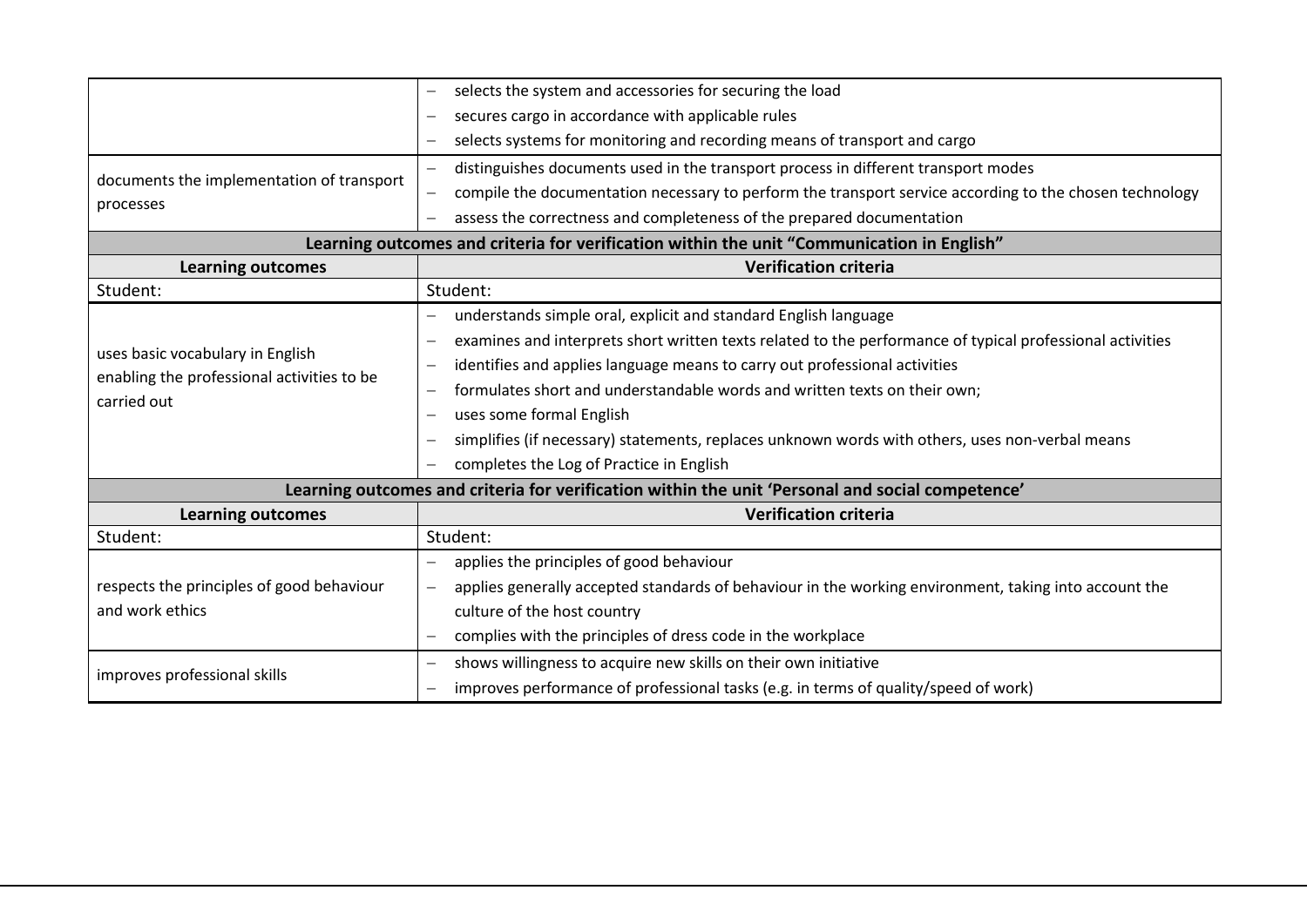| | |
|---|---|
| | – selects the system and accessories for securing the load<br>– secures cargo in accordance with applicable rules<br>– selects systems for monitoring and recording means of transport and cargo |
| documents the implementation of transport processes | – distinguishes documents used in the transport process in different transport modes<br>– compile the documentation necessary to perform the transport service according to the chosen technology<br>– assess the correctness and completeness of the prepared documentation |
| **Learning outcomes and criteria for verification within the unit "Communication in English"** | |
| **Learning outcomes** | **Verification criteria** |
| Student: | Student: |
| uses basic vocabulary in English enabling the professional activities to be carried out | – understands simple oral, explicit and standard English language<br>– examines and interprets short written texts related to the performance of typical professional activities<br>– identifies and applies language means to carry out professional activities<br>– formulates short and understandable words and written texts on their own;<br>– uses some formal English<br>– simplifies (if necessary) statements, replaces unknown words with others, uses non-verbal means<br>– completes the Log of Practice in English |
| **Learning outcomes and criteria for verification within the unit 'Personal and social competence'** | |
| **Learning outcomes** | **Verification criteria** |
| Student: | Student: |
| respects the principles of good behaviour and work ethics | – applies the principles of good behaviour<br>– applies generally accepted standards of behaviour in the working environment, taking into account the culture of the host country<br>– complies with the principles of dress code in the workplace |
| improves professional skills | – shows willingness to acquire new skills on their own initiative<br>– improves performance of professional tasks (e.g. in terms of quality/speed of work) |